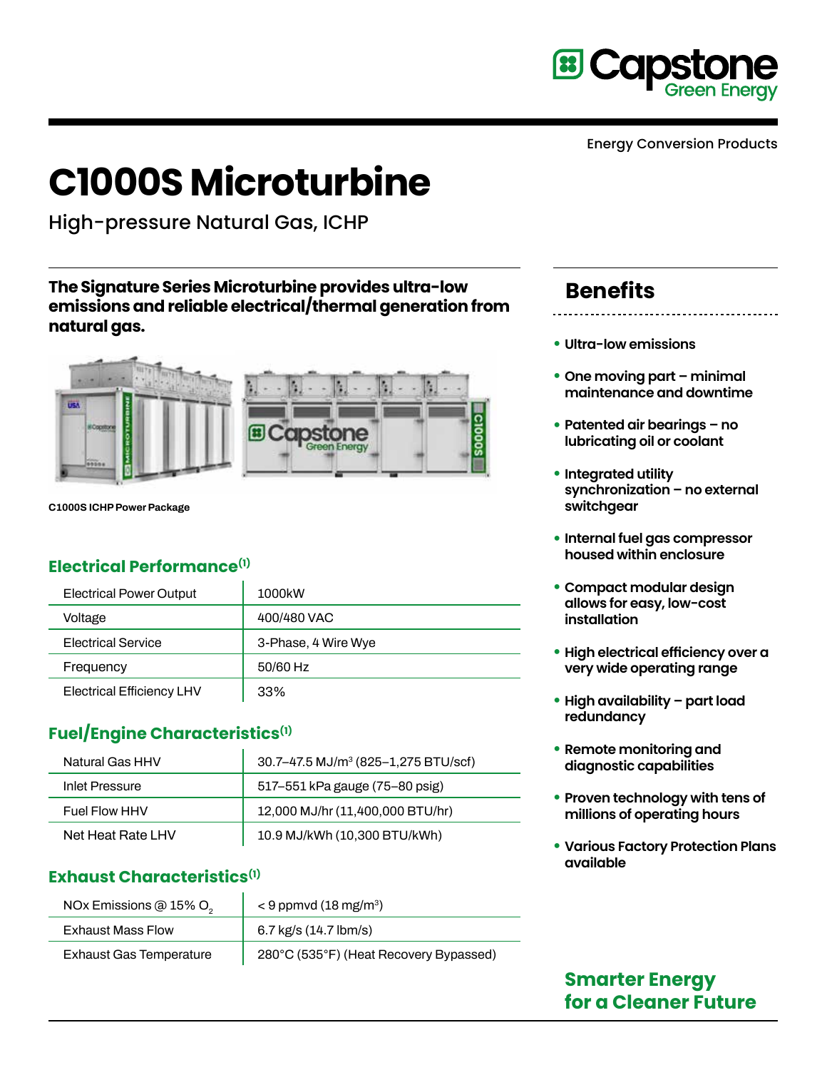Energy Conversion Products

# C1000S Microturbine

High-pressure Natural Gas, ICHP

**The Signature Series Microturbine provides ultra-low emissions and reliable electrical/thermal generation from natural gas.**

C1000S ICHP Power Package

## Electrical Performance[1]

| | |
|---|---|
| Electrical Power Output | 1000kW |
| Voltage | 400/480 VAC |
| Electrical Service | 3-Phase, 4 Wire Wye |
| Frequency | 50/60 Hz |
| Electrical Efficiency LHV | 33% |

## Fuel/Engine Characteristics[1]

| | |
|---|---|
| Natural Gas HHV | 30.7–47.5 MJ/m$^3$ (825–1,275 BTU/scf) |
| Inlet Pressure | 517–551 kPa gauge (75–80 psig) |
| Fuel Flow HHV | 12,000 MJ/hr (11,400,000 BTU/hr) |
| Net Heat Rate LHV | 10.9 MJ/kWh (10,300 BTU/kWh) |

## Exhaust Characteristics[1]

| | |
|---|---|
| NOx Emissions @ 15% $O_2$ | < 9 ppmvd (18 mg/m$^3$) |
| Exhaust Mass Flow | 6.7 kg/s (14.7 lbm/s) |
| Exhaust Gas Temperature | 280°C (535°F) (Heat Recovery Bypassed) |

## Benefits

- **Ultra-low emissions**
- **One moving part – minimal maintenance and downtime**
- **Patented air bearings – no lubricating oil or coolant**
- **Integrated utility synchronization – no external switchgear**
- **Internal fuel gas compressor housed within enclosure**
- **Compact modular design allows for easy, low-cost installation**
- **High electrical efficiency over a very wide operating range**
- **High availability – part load redundancy**
- **Remote monitoring and diagnostic capabilities**
- **Proven technology with tens of millions of operating hours**
- **Various Factory Protection Plans available**

**Smarter Energy for a Cleaner Future**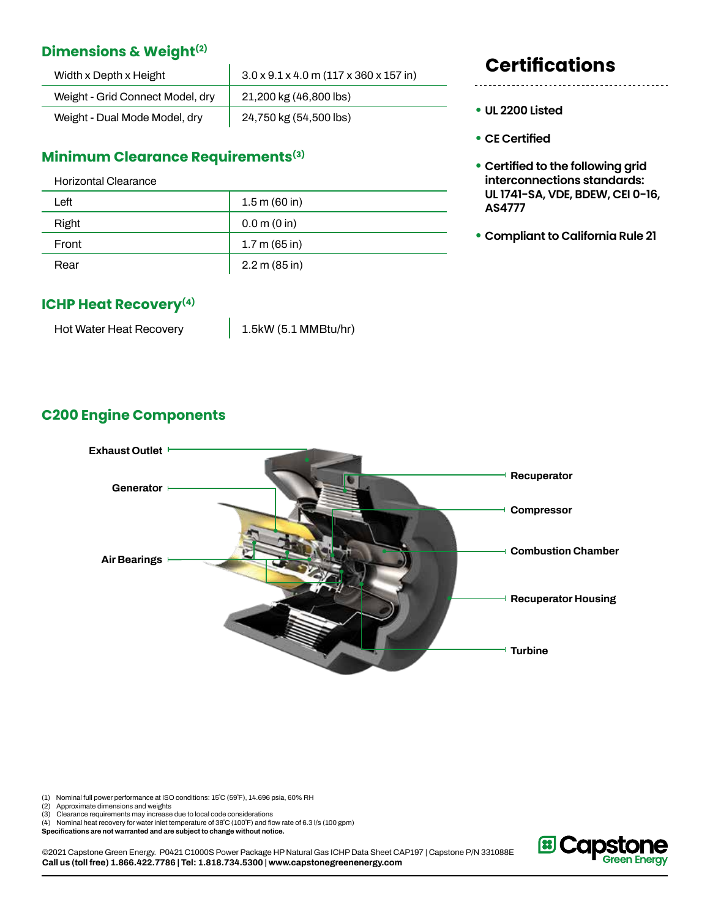## Dimensions & Weight[2]

| | |
|---|---|
| Width x Depth x Height | 3.0 x 9.1 x 4.0 m (117 x 360 x 157 in) |
| Weight - Grid Connect Model, dry | 21,200 kg (46,800 lbs) |
| Weight - Dual Mode Model, dry | 24,750 kg (54,500 lbs) |

## Minimum Clearance Requirements[3]

| Horizontal Clearance | |
|---|---|
| Left | 1.5 m (60 in) |
| Right | 0.0 m (0 in) |
| Front | 1.7 m (65 in) |
| Rear | 2.2 m (85 in) |

## ICHP Heat Recovery[4]

| | |
|---|---|
| Hot Water Heat Recovery | 1.5kW (5.1 MMBtu/hr) |

## C200 Engine Components

Exhaust Outlet

Generator

Air Bearings

Recuperator

Compressor

Combustion Chamber

Recuperator Housing

Turbine

# Certifications

- **UL 2200 Listed**
- **CE Certified**
- **Certified to the following grid interconnections standards: UL 1741-SA, VDE, BDEW, CEI 0-16, AS4777**
- **Compliant to California Rule 21**

(1) Nominal full power performance at ISO conditions: 15°C (59°F), 14.696 psia, 60% RH
(2) Approximate dimensions and weights
(3) Clearance requirements may increase due to local code considerations
(4) Nominal heat recovery for water inlet temperature of 38°C (100°F) and flow rate of 6.3 l/s (100 gpm)
**Specifications are not warranted and are subject to change without notice.**

©2021 Capstone Green Energy. P0421 C1000S Power Package HP Natural Gas ICHP Data Sheet CAP197 | Capstone P/N 331088E
**Call us (toll free) 1.866.422.7786 | Tel: 1.818.734.5300 | www.capstonegreenenergy.com**

Capstone Green Energy